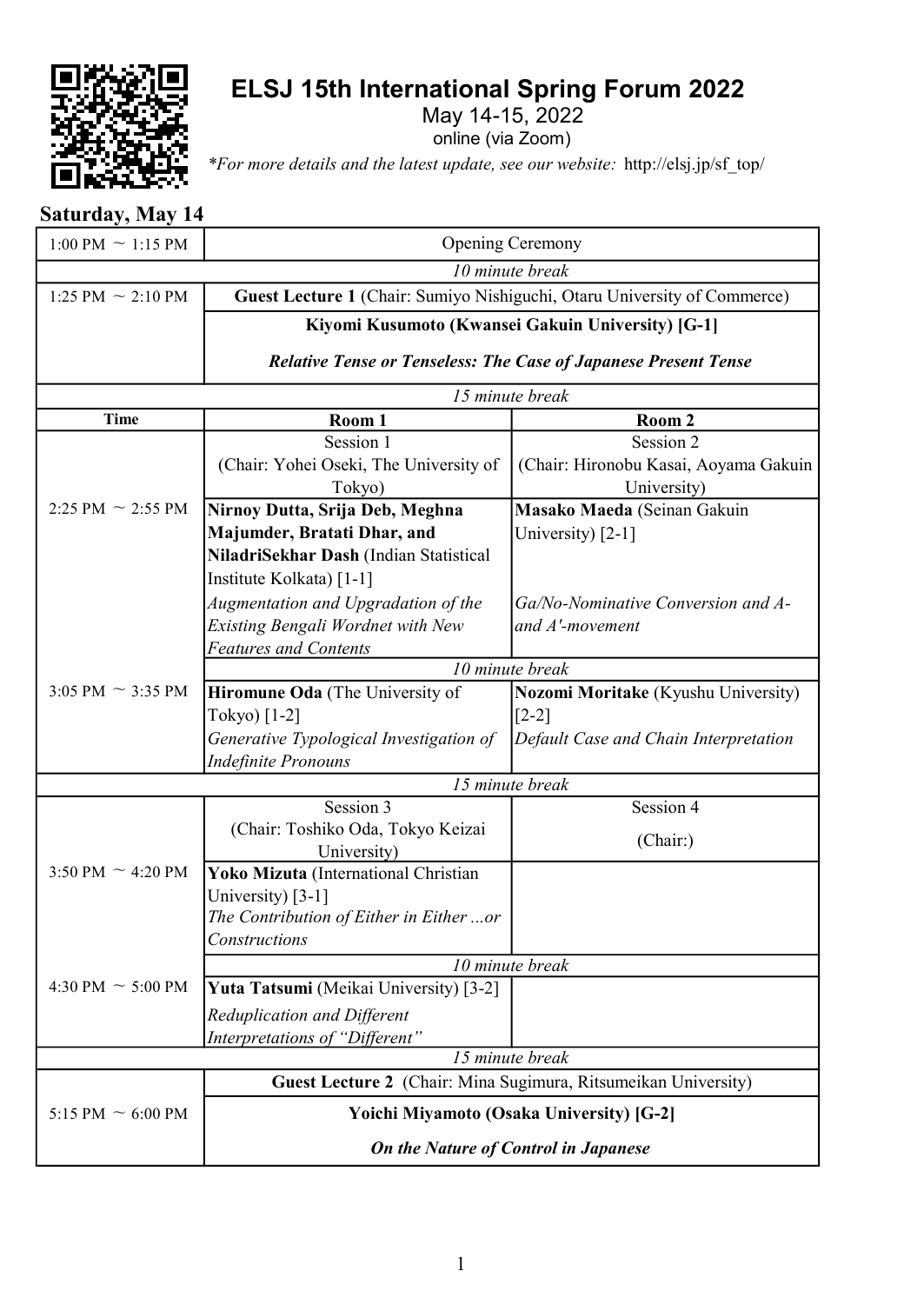# ELSJ 15th International Spring Forum 2022

May 14-15, 2022

online (via Zoom)

*\*For more details and the latest update, see our website:* http://elsj.jp/sf_top/

## Saturday, May 14

| Time | Room 1 | Room 2 |
|---|---|---|
| 1:00 PM ～ 1:15 PM | Opening Ceremony | |
| | *10 minute break* | |
| 1:25 PM ～ 2:10 PM | **Guest Lecture 1** (Chair: Sumiyo Nishiguchi, Otaru University of Commerce) | |
| | **Kiyomi Kusumoto (Kwansei Gakuin University) [G-1]** | |
| | ***Relative Tense or Tenseless: The Case of Japanese Present Tense*** | |
| | *15 minute break* | |
| **Time** | **Room 1** | **Room 2** |
| | Session 1 (Chair: Yohei Oseki, The University of Tokyo) | Session 2 (Chair: Hironobu Kasai, Aoyama Gakuin University) |
| 2:25 PM ～ 2:55 PM | **Nirnoy Dutta, Srija Deb, Meghna Majumder, Bratati Dhar, and NiladriSekhar Dash** (Indian Statistical Institute Kolkata) [1-1] *Augmentation and Upgradation of the Existing Bengali Wordnet with New Features and Contents* | **Masako Maeda** (Seinan Gakuin University) [2-1] *Ga/No-Nominative Conversion and A- and A'-movement* |
| | *10 minute break* | |
| 3:05 PM ～ 3:35 PM | **Hiromune Oda** (The University of Tokyo) [1-2] *Generative Typological Investigation of Indefinite Pronouns* | **Nozomi Moritake** (Kyushu University) [2-2] *Default Case and Chain Interpretation* |
| | *15 minute break* | |
| | Session 3 (Chair: Toshiko Oda, Tokyo Keizai University) | Session 4 (Chair:) |
| 3:50 PM ～ 4:20 PM | **Yoko Mizuta** (International Christian University) [3-1] *The Contribution of Either in Either ...or Constructions* | |
| | *10 minute break* | |
| 4:30 PM ～ 5:00 PM | **Yuta Tatsumi** (Meikai University) [3-2] *Reduplication and Different Interpretations of "Different"* | |
| | *15 minute break* | |
| 5:15 PM ～ 6:00 PM | **Guest Lecture 2** (Chair: Mina Sugimura, Ritsumeikan University) | |
| | **Yoichi Miyamoto (Osaka University) [G-2]** | |
| | ***On the Nature of Control in Japanese*** | |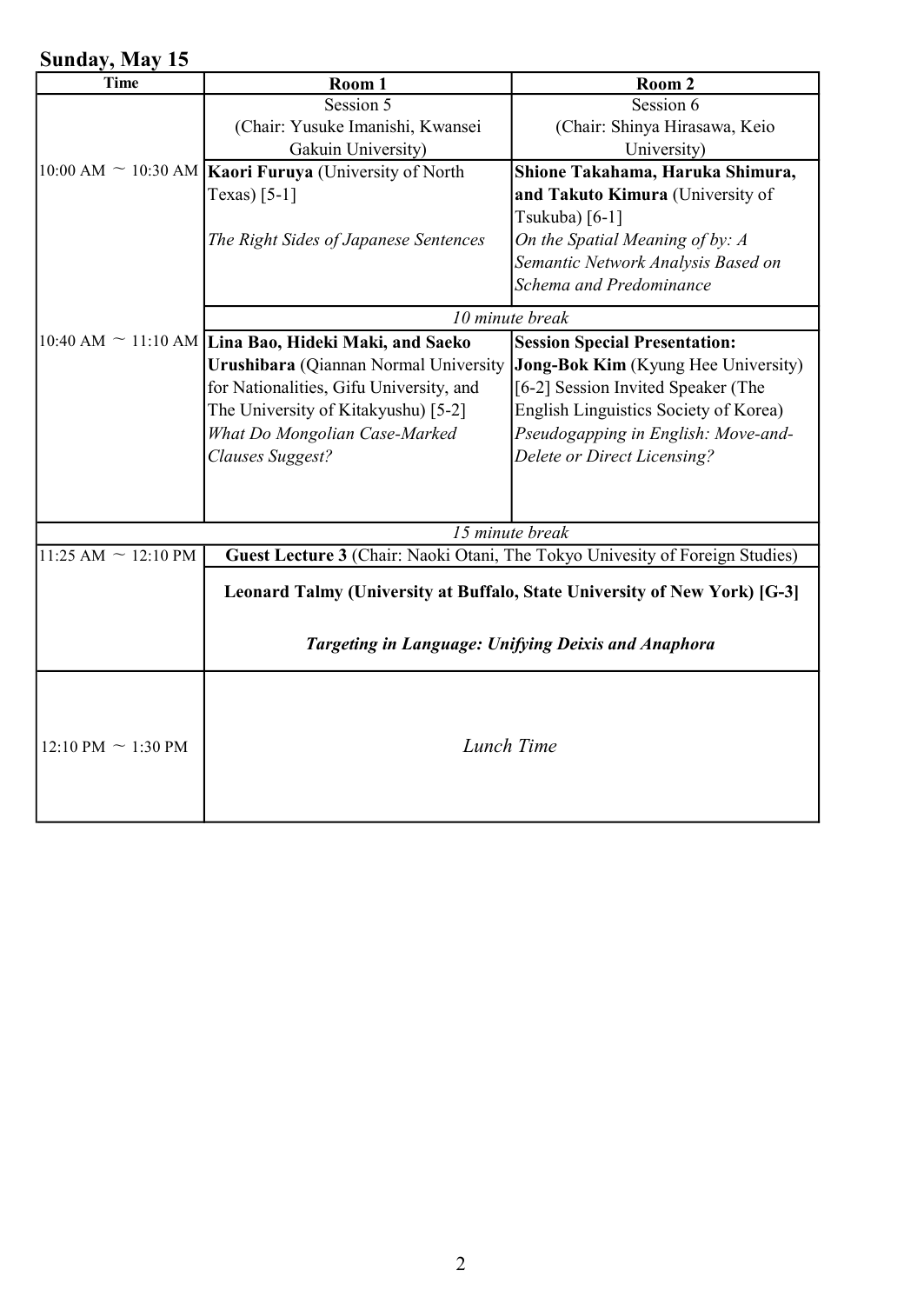## Sunday, May 15

| Time | Room 1 | Room 2 |
|---|---|---|
| | Session 5 (Chair: Yusuke Imanishi, Kwansei Gakuin University) | Session 6 (Chair: Shinya Hirasawa, Keio University) |
| 10:00 AM ~ 10:30 AM | **Kaori Furuya** (University of North Texas) [5-1]<br>*The Right Sides of Japanese Sentences* | **Shione Takahama, Haruka Shimura, and Takuto Kimura** (University of Tsukuba) [6-1]<br>*On the Spatial Meaning of by: A Semantic Network Analysis Based on Schema and Predominance* |
| | *10 minute break* | |
| 10:40 AM ~ 11:10 AM | **Lina Bao, Hideki Maki, and Saeko Urushibara** (Qiannan Normal University for Nationalities, Gifu University, and The University of Kitakyushu) [5-2]<br>*What Do Mongolian Case-Marked Clauses Suggest?* | **Session Special Presentation: Jong-Bok Kim** (Kyung Hee University) [6-2] Session Invited Speaker (The English Linguistics Society of Korea)<br>*Pseudogapping in English: Move-and-Delete or Direct Licensing?* |
| | *15 minute break* | |
| 11:25 AM ~ 12:10 PM | **Guest Lecture 3** (Chair: Naoki Otani, The Tokyo Univesity of Foreign Studies)<br>**Leonard Talmy (University at Buffalo, State University of New York) [G-3]**<br>***Targeting in Language: Unifying Deixis and Anaphora*** | |
| 12:10 PM ~ 1:30 PM | *Lunch Time* | |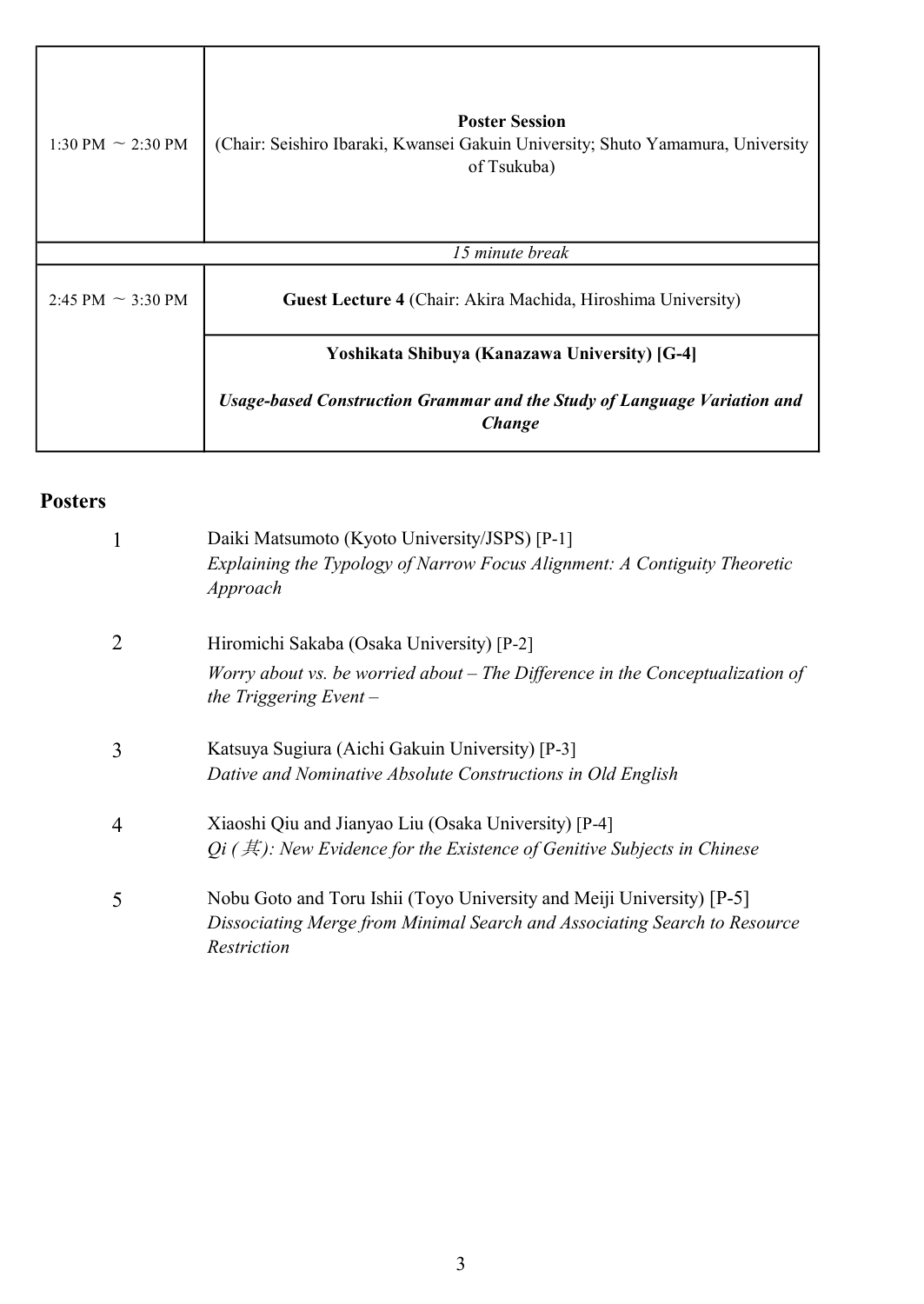| | |
|---|---|
| 1:30 PM ～ 2:30 PM | **Poster Session**<br>(Chair: Seishiro Ibaraki, Kwansei Gakuin University; Shuto Yamamura, University of Tsukuba) |
| *15 minute break* | |
| 2:45 PM ～ 3:30 PM | **Guest Lecture 4** (Chair: Akira Machida, Hiroshima University) |
| | **Yoshikata Shibuya (Kanazawa University) [G-4]**<br>***Usage-based Construction Grammar and the Study of Language Variation and Change*** |

## Posters

1. Daiki Matsumoto (Kyoto University/JSPS) [P-1]
   *Explaining the Typology of Narrow Focus Alignment: A Contiguity Theoretic Approach*

2. Hiromichi Sakaba (Osaka University) [P-2]
   *Worry about vs. be worried about – The Difference in the Conceptualization of the Triggering Event –*

3. Katsuya Sugiura (Aichi Gakuin University) [P-3]
   *Dative and Nominative Absolute Constructions in Old English*

4. Xiaoshi Qiu and Jianyao Liu (Osaka University) [P-4]
   *Qi (其): New Evidence for the Existence of Genitive Subjects in Chinese*

5. Nobu Goto and Toru Ishii (Toyo University and Meiji University) [P-5]
   *Dissociating Merge from Minimal Search and Associating Search to Resource Restriction*